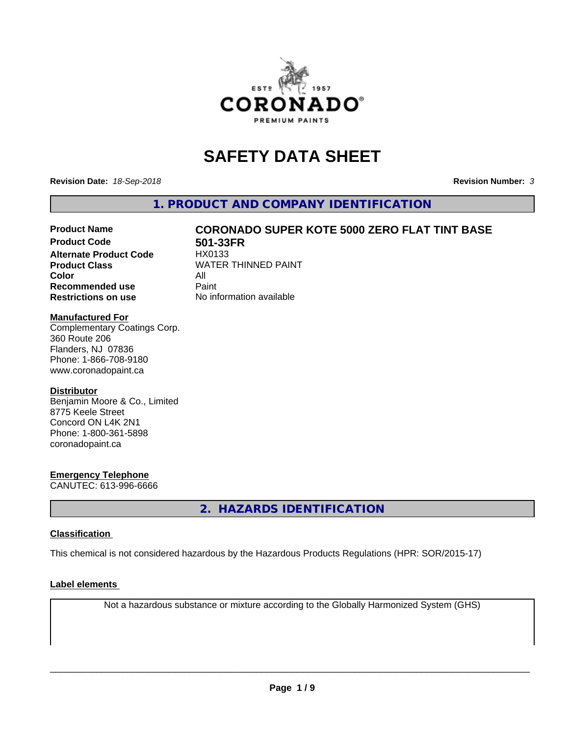# SAFETY DATA SHEET

**Revision Date:** *18-Sep-2018* **Revision Number:** *3*

## 1. PRODUCT AND COMPANY IDENTIFICATION

| | |
|---|---|
| **Product Name** | **CORONADO SUPER KOTE 5000 ZERO FLAT TINT BASE** |
| **Product Code** | **501-33FR** |
| **Alternate Product Code** | HX0133 |
| **Product Class** | WATER THINNED PAINT |
| **Color** | All |
| **Recommended use** | Paint |
| **Restrictions on use** | No information available |

**Manufactured For**
Complementary Coatings Corp.
360 Route 206
Flanders, NJ 07836
Phone: 1-866-708-9180
www.coronadopaint.ca

**Distributor**
Benjamin Moore & Co., Limited
8775 Keele Street
Concord ON L4K 2N1
Phone: 1-800-361-5898
coronadopaint.ca

**Emergency Telephone**
CANUTEC: 613-996-6666

## 2. HAZARDS IDENTIFICATION

**Classification**

This chemical is not considered hazardous by the Hazardous Products Regulations (HPR: SOR/2015-17)

**Label elements**

Not a hazardous substance or mixture according to the Globally Harmonized System (GHS)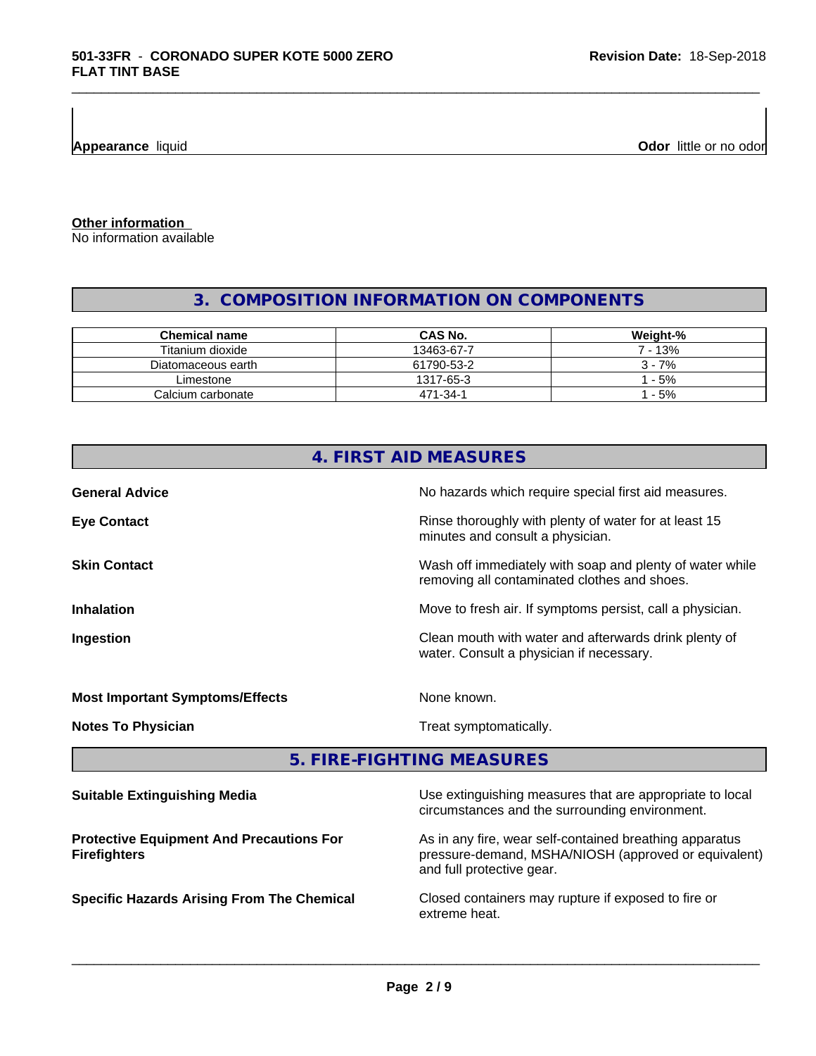**Appearance** liquid

**Odor** little or no odor

**Other information**
No information available

## 3. COMPOSITION INFORMATION ON COMPONENTS

| Chemical name | CAS No. | Weight-% |
|---|---|---|
| Titanium dioxide | 13463-67-7 | 7 - 13% |
| Diatomaceous earth | 61790-53-2 | 3 - 7% |
| Limestone | 1317-65-3 | 1 - 5% |
| Calcium carbonate | 471-34-1 | 1 - 5% |

## 4. FIRST AID MEASURES

**General Advice**
No hazards which require special first aid measures.

**Eye Contact**
Rinse thoroughly with plenty of water for at least 15 minutes and consult a physician.

**Skin Contact**
Wash off immediately with soap and plenty of water while removing all contaminated clothes and shoes.

**Inhalation**
Move to fresh air. If symptoms persist, call a physician.

**Ingestion**
Clean mouth with water and afterwards drink plenty of water. Consult a physician if necessary.

**Most Important Symptoms/Effects**
None known.

**Notes To Physician**
Treat symptomatically.

## 5. FIRE-FIGHTING MEASURES

**Suitable Extinguishing Media**
Use extinguishing measures that are appropriate to local circumstances and the surrounding environment.

**Protective Equipment And Precautions For Firefighters**
As in any fire, wear self-contained breathing apparatus pressure-demand, MSHA/NIOSH (approved or equivalent) and full protective gear.

**Specific Hazards Arising From The Chemical**
Closed containers may rupture if exposed to fire or extreme heat.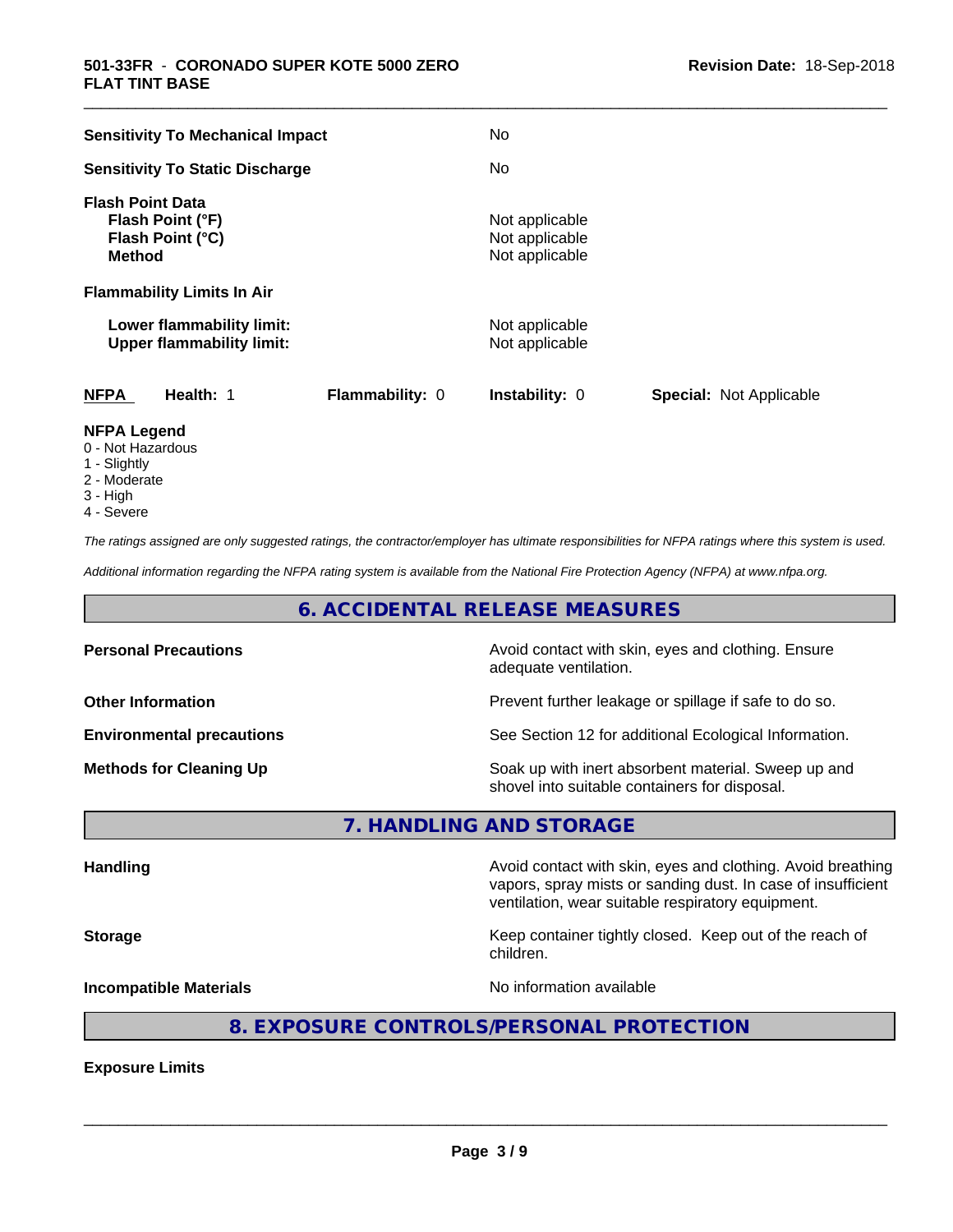| | |
|---|---|
| **Sensitivity To Mechanical Impact** | No |
| **Sensitivity To Static Discharge** | No |

**Flash Point Data**

| | |
|---|---|
| **Flash Point (°F)** | Not applicable |
| **Flash Point (°C)** | Not applicable |
| **Method** | Not applicable |

**Flammability Limits In Air**

| | |
|---|---|
| **Lower flammability limit:** | Not applicable |
| **Upper flammability limit:** | Not applicable |

| **NFPA** | **Health:** 1 | **Flammability:** 0 | **Instability:** 0 | **Special:** Not Applicable |
|---|---|---|---|---|

**NFPA Legend**
- 0 - Not Hazardous
- 1 - Slightly
- 2 - Moderate
- 3 - High
- 4 - Severe

*The ratings assigned are only suggested ratings, the contractor/employer has ultimate responsibilities for NFPA ratings where this system is used.*

*Additional information regarding the NFPA rating system is available from the National Fire Protection Agency (NFPA) at www.nfpa.org.*

## 6. ACCIDENTAL RELEASE MEASURES

| | |
|---|---|
| **Personal Precautions** | Avoid contact with skin, eyes and clothing. Ensure adequate ventilation. |
| **Other Information** | Prevent further leakage or spillage if safe to do so. |
| **Environmental precautions** | See Section 12 for additional Ecological Information. |
| **Methods for Cleaning Up** | Soak up with inert absorbent material. Sweep up and shovel into suitable containers for disposal. |

## 7. HANDLING AND STORAGE

| | |
|---|---|
| **Handling** | Avoid contact with skin, eyes and clothing. Avoid breathing vapors, spray mists or sanding dust. In case of insufficient ventilation, wear suitable respiratory equipment. |
| **Storage** | Keep container tightly closed. Keep out of the reach of children. |
| **Incompatible Materials** | No information available |

## 8. EXPOSURE CONTROLS/PERSONAL PROTECTION

**Exposure Limits**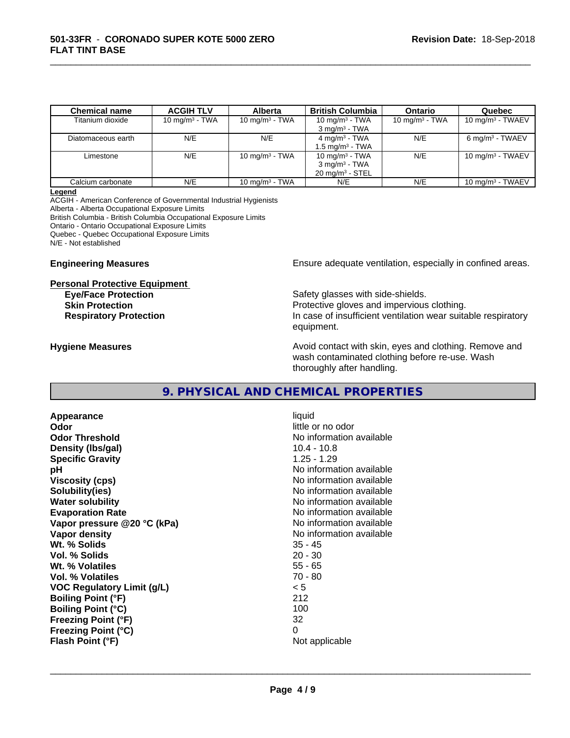| Chemical name | ACGIH TLV | Alberta | British Columbia | Ontario | Quebec |
|---|---|---|---|---|---|
| Titanium dioxide | 10 mg/m³ - TWA | 10 mg/m³ - TWA | 10 mg/m³ - TWA<br>3 mg/m³ - TWA | 10 mg/m³ - TWA | 10 mg/m³ - TWAEV |
| Diatomaceous earth | N/E | N/E | 4 mg/m³ - TWA<br>1.5 mg/m³ - TWA | N/E | 6 mg/m³ - TWAEV |
| Limestone | N/E | 10 mg/m³ - TWA | 10 mg/m³ - TWA<br>3 mg/m³ - TWA<br>20 mg/m³ - STEL | N/E | 10 mg/m³ - TWAEV |
| Calcium carbonate | N/E | 10 mg/m³ - TWA | N/E | N/E | 10 mg/m³ - TWAEV |

**Legend**
ACGIH - American Conference of Governmental Industrial Hygienists
Alberta - Alberta Occupational Exposure Limits
British Columbia - British Columbia Occupational Exposure Limits
Ontario - Ontario Occupational Exposure Limits
Quebec - Quebec Occupational Exposure Limits
N/E - Not established

**Engineering Measures** Ensure adequate ventilation, especially in confined areas.

**Personal Protective Equipment**

**Eye/Face Protection** Safety glasses with side-shields.
**Skin Protection** Protective gloves and impervious clothing.
**Respiratory Protection** In case of insufficient ventilation wear suitable respiratory equipment.

**Hygiene Measures** Avoid contact with skin, eyes and clothing. Remove and wash contaminated clothing before re-use. Wash thoroughly after handling.

## 9. PHYSICAL AND CHEMICAL PROPERTIES

| | |
|---|---|
| **Appearance** | liquid |
| **Odor** | little or no odor |
| **Odor Threshold** | No information available |
| **Density (lbs/gal)** | 10.4 - 10.8 |
| **Specific Gravity** | 1.25 - 1.29 |
| **pH** | No information available |
| **Viscosity (cps)** | No information available |
| **Solubility(ies)** | No information available |
| **Water solubility** | No information available |
| **Evaporation Rate** | No information available |
| **Vapor pressure @20 °C (kPa)** | No information available |
| **Vapor density** | No information available |
| **Wt. % Solids** | 35 - 45 |
| **Vol. % Solids** | 20 - 30 |
| **Wt. % Volatiles** | 55 - 65 |
| **Vol. % Volatiles** | 70 - 80 |
| **VOC Regulatory Limit (g/L)** | < 5 |
| **Boiling Point (°F)** | 212 |
| **Boiling Point (°C)** | 100 |
| **Freezing Point (°F)** | 32 |
| **Freezing Point (°C)** | 0 |
| **Flash Point (°F)** | Not applicable |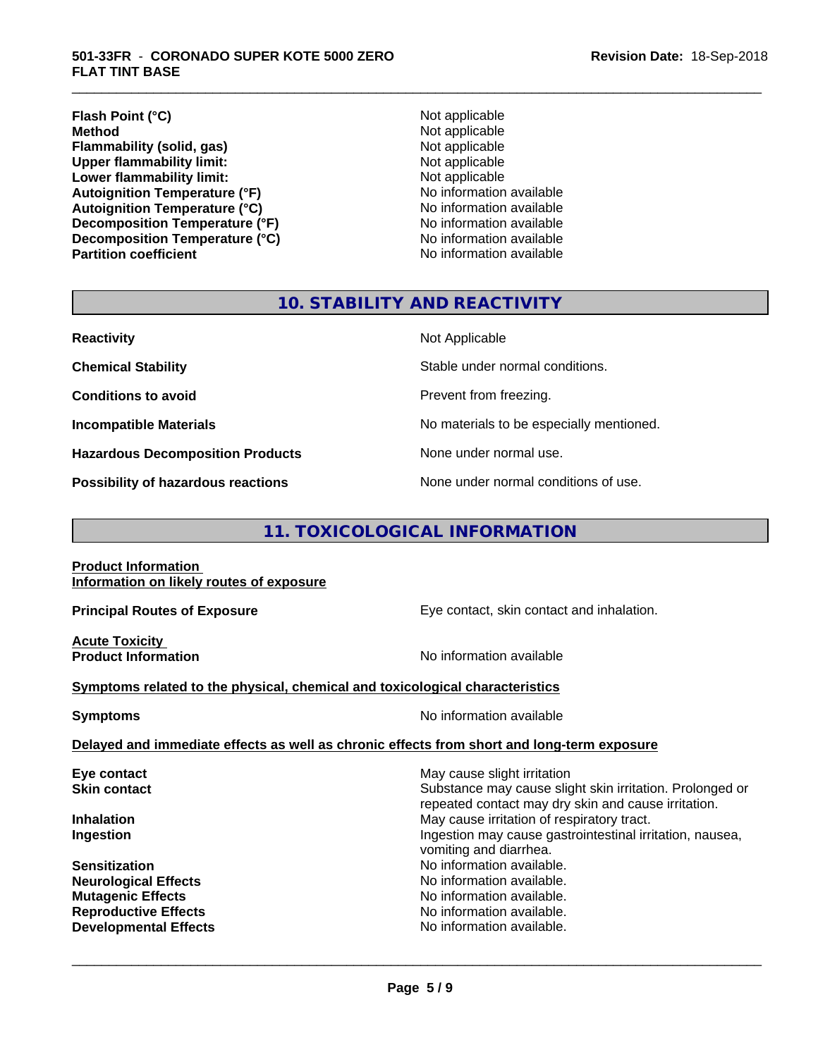| | |
|---|---|
| **Flash Point (°C)** | Not applicable |
| **Method** | Not applicable |
| **Flammability (solid, gas)** | Not applicable |
| **Upper flammability limit:** | Not applicable |
| **Lower flammability limit:** | Not applicable |
| **Autoignition Temperature (°F)** | No information available |
| **Autoignition Temperature (°C)** | No information available |
| **Decomposition Temperature (°F)** | No information available |
| **Decomposition Temperature (°C)** | No information available |
| **Partition coefficient** | No information available |

## 10. STABILITY AND REACTIVITY

| | |
|---|---|
| **Reactivity** | Not Applicable |
| **Chemical Stability** | Stable under normal conditions. |
| **Conditions to avoid** | Prevent from freezing. |
| **Incompatible Materials** | No materials to be especially mentioned. |
| **Hazardous Decomposition Products** | None under normal use. |
| **Possibility of hazardous reactions** | None under normal conditions of use. |

## 11. TOXICOLOGICAL INFORMATION

**Product Information**
**Information on likely routes of exposure**

**Principal Routes of Exposure** — Eye contact, skin contact and inhalation.

**Acute Toxicity**
**Product Information** — No information available

**Symptoms related to the physical, chemical and toxicological characteristics**

**Symptoms** — No information available

**Delayed and immediate effects as well as chronic effects from short and long-term exposure**

| | |
|---|---|
| **Eye contact** | May cause slight irritation |
| **Skin contact** | Substance may cause slight skin irritation. Prolonged or repeated contact may dry skin and cause irritation. |
| **Inhalation** | May cause irritation of respiratory tract. |
| **Ingestion** | Ingestion may cause gastrointestinal irritation, nausea, vomiting and diarrhea. |
| **Sensitization** | No information available. |
| **Neurological Effects** | No information available. |
| **Mutagenic Effects** | No information available. |
| **Reproductive Effects** | No information available. |
| **Developmental Effects** | No information available. |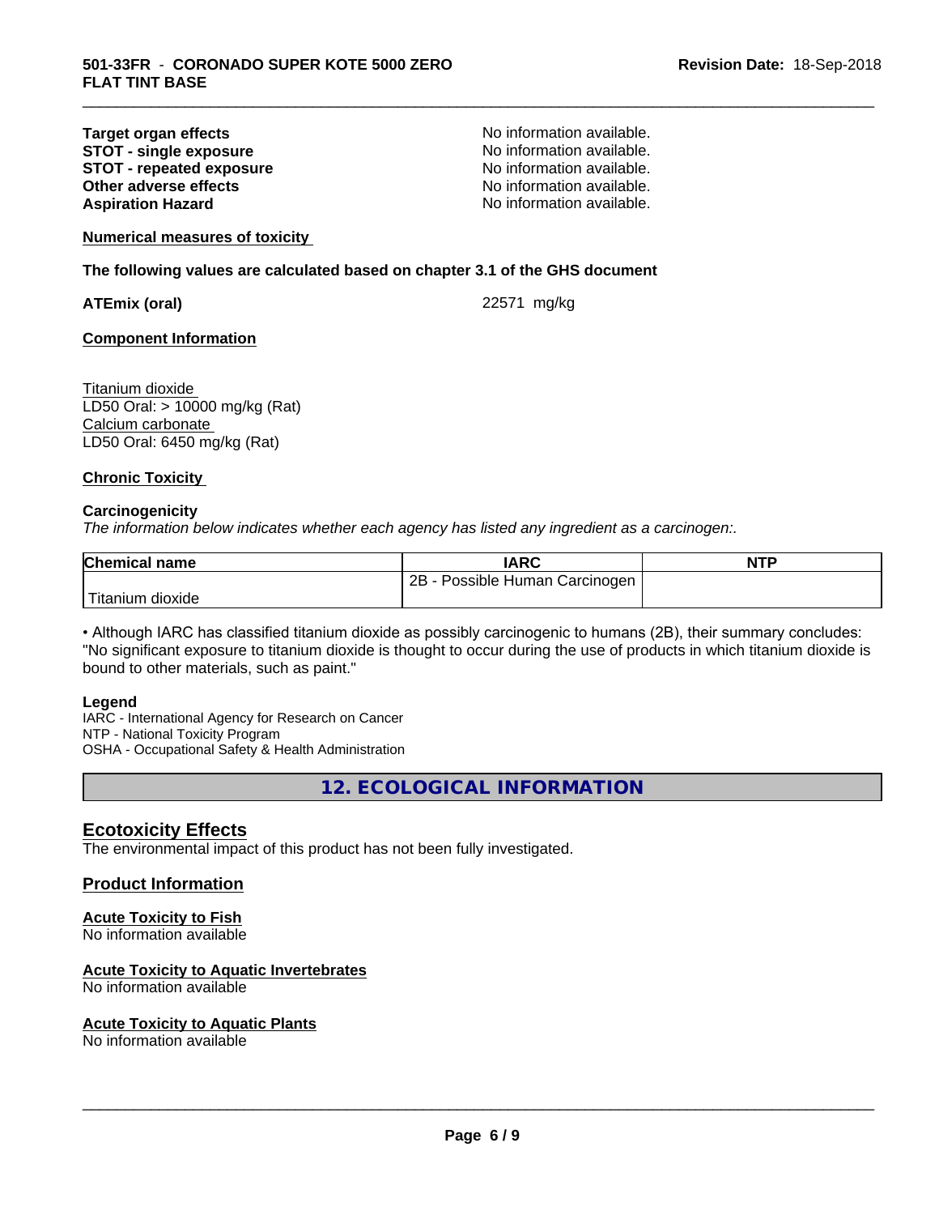| | |
|---|---|
| **Target organ effects** | No information available. |
| **STOT - single exposure** | No information available. |
| **STOT - repeated exposure** | No information available. |
| **Other adverse effects** | No information available. |
| **Aspiration Hazard** | No information available. |

**Numerical measures of toxicity**

**The following values are calculated based on chapter 3.1 of the GHS document**

**ATEmix (oral)** 22571 mg/kg

**Component Information**

Titanium dioxide
LD50 Oral: > 10000 mg/kg (Rat)
Calcium carbonate
LD50 Oral: 6450 mg/kg (Rat)

**Chronic Toxicity**

**Carcinogenicity**
*The information below indicates whether each agency has listed any ingredient as a carcinogen:.*

| Chemical name | IARC | NTP |
|---|---|---|
| Titanium dioxide | 2B - Possible Human Carcinogen | |

• Although IARC has classified titanium dioxide as possibly carcinogenic to humans (2B), their summary concludes: "No significant exposure to titanium dioxide is thought to occur during the use of products in which titanium dioxide is bound to other materials, such as paint."

**Legend**
IARC - International Agency for Research on Cancer
NTP - National Toxicity Program
OSHA - Occupational Safety & Health Administration

## 12. ECOLOGICAL INFORMATION

### Ecotoxicity Effects
The environmental impact of this product has not been fully investigated.

### Product Information

**Acute Toxicity to Fish**
No information available

**Acute Toxicity to Aquatic Invertebrates**
No information available

**Acute Toxicity to Aquatic Plants**
No information available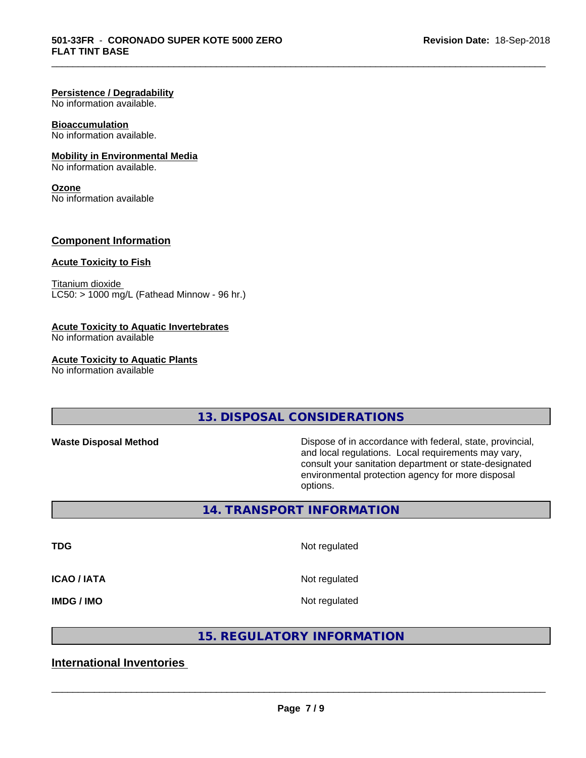**Persistence / Degradability**
No information available.

**Bioaccumulation**
No information available.

**Mobility in Environmental Media**
No information available.

**Ozone**
No information available

## Component Information

**Acute Toxicity to Fish**

Titanium dioxide
LC50: > 1000 mg/L (Fathead Minnow - 96 hr.)

**Acute Toxicity to Aquatic Invertebrates**
No information available

**Acute Toxicity to Aquatic Plants**
No information available

## 13. DISPOSAL CONSIDERATIONS

**Waste Disposal Method** — Dispose of in accordance with federal, state, provincial, and local regulations. Local requirements may vary, consult your sanitation department or state-designated environmental protection agency for more disposal options.

## 14. TRANSPORT INFORMATION

| | |
|---|---|
| **TDG** | Not regulated |
| **ICAO / IATA** | Not regulated |
| **IMDG / IMO** | Not regulated |

## 15. REGULATORY INFORMATION

## International Inventories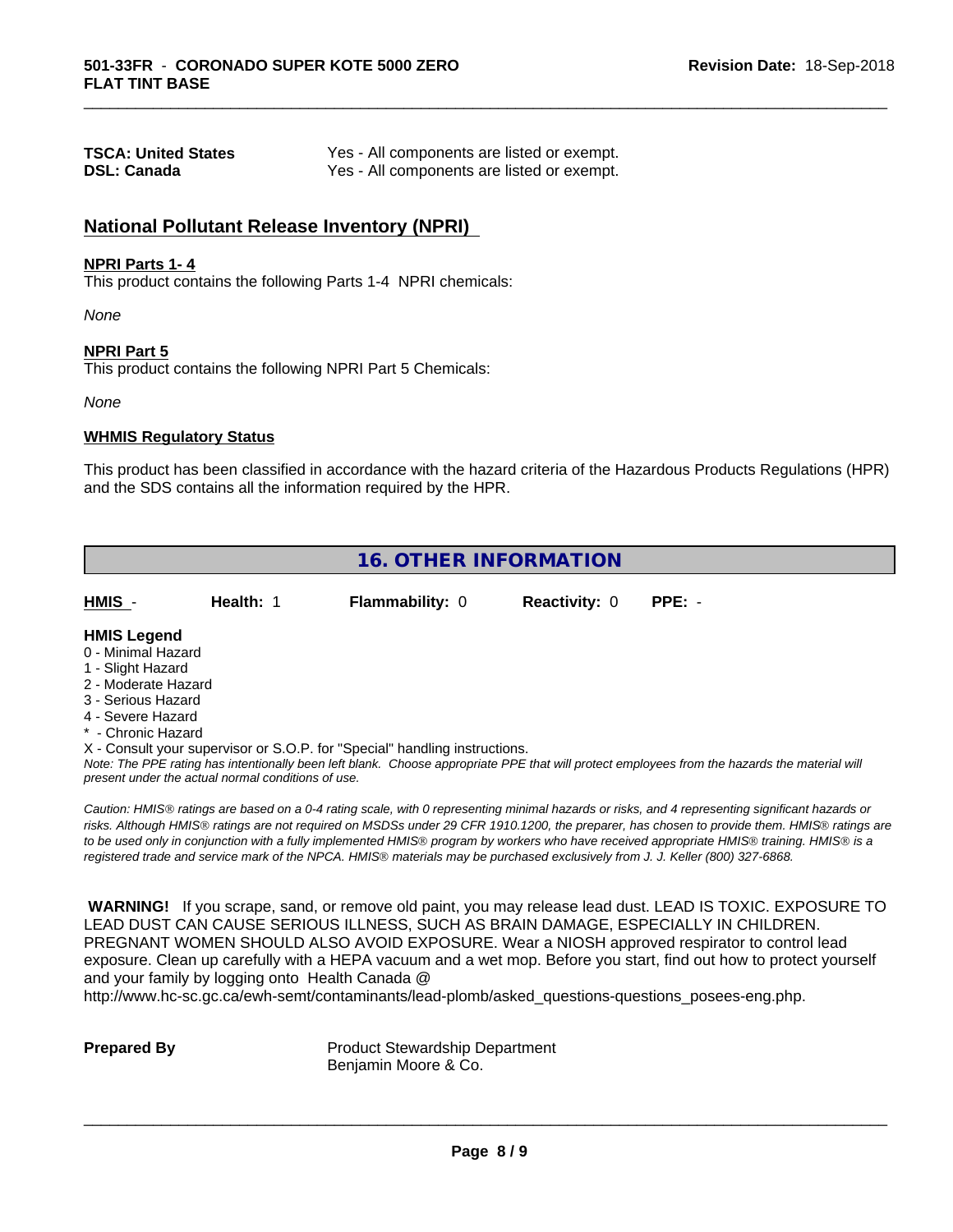| | |
|---|---|
| **TSCA: United States** | Yes - All components are listed or exempt. |
| **DSL: Canada** | Yes - All components are listed or exempt. |

## National Pollutant Release Inventory (NPRI)

**NPRI Parts 1- 4**

This product contains the following Parts 1-4 NPRI chemicals:

*None*

**NPRI Part 5**

This product contains the following NPRI Part 5 Chemicals:

*None*

**WHMIS Regulatory Status**

This product has been classified in accordance with the hazard criteria of the Hazardous Products Regulations (HPR) and the SDS contains all the information required by the HPR.

## 16. OTHER INFORMATION

| **HMIS** - | **Health:** 1 | **Flammability:** 0 | **Reactivity:** 0 | **PPE:** - |
|---|---|---|---|---|

**HMIS Legend**

0 - Minimal Hazard
1 - Slight Hazard
2 - Moderate Hazard
3 - Serious Hazard
4 - Severe Hazard
* - Chronic Hazard
X - Consult your supervisor or S.O.P. for "Special" handling instructions.

*Note: The PPE rating has intentionally been left blank. Choose appropriate PPE that will protect employees from the hazards the material will present under the actual normal conditions of use.*

*Caution: HMIS® ratings are based on a 0-4 rating scale, with 0 representing minimal hazards or risks, and 4 representing significant hazards or risks. Although HMIS® ratings are not required on MSDSs under 29 CFR 1910.1200, the preparer, has chosen to provide them. HMIS® ratings are to be used only in conjunction with a fully implemented HMIS® program by workers who have received appropriate HMIS® training. HMIS® is a registered trade and service mark of the NPCA. HMIS® materials may be purchased exclusively from J. J. Keller (800) 327-6868.*

**WARNING!** If you scrape, sand, or remove old paint, you may release lead dust. LEAD IS TOXIC. EXPOSURE TO LEAD DUST CAN CAUSE SERIOUS ILLNESS, SUCH AS BRAIN DAMAGE, ESPECIALLY IN CHILDREN. PREGNANT WOMEN SHOULD ALSO AVOID EXPOSURE. Wear a NIOSH approved respirator to control lead exposure. Clean up carefully with a HEPA vacuum and a wet mop. Before you start, find out how to protect yourself and your family by logging onto Health Canada @ http://www.hc-sc.gc.ca/ewh-semt/contaminants/lead-plomb/asked_questions-questions_posees-eng.php.

| | |
|---|---|
| **Prepared By** | Product Stewardship Department<br>Benjamin Moore & Co. |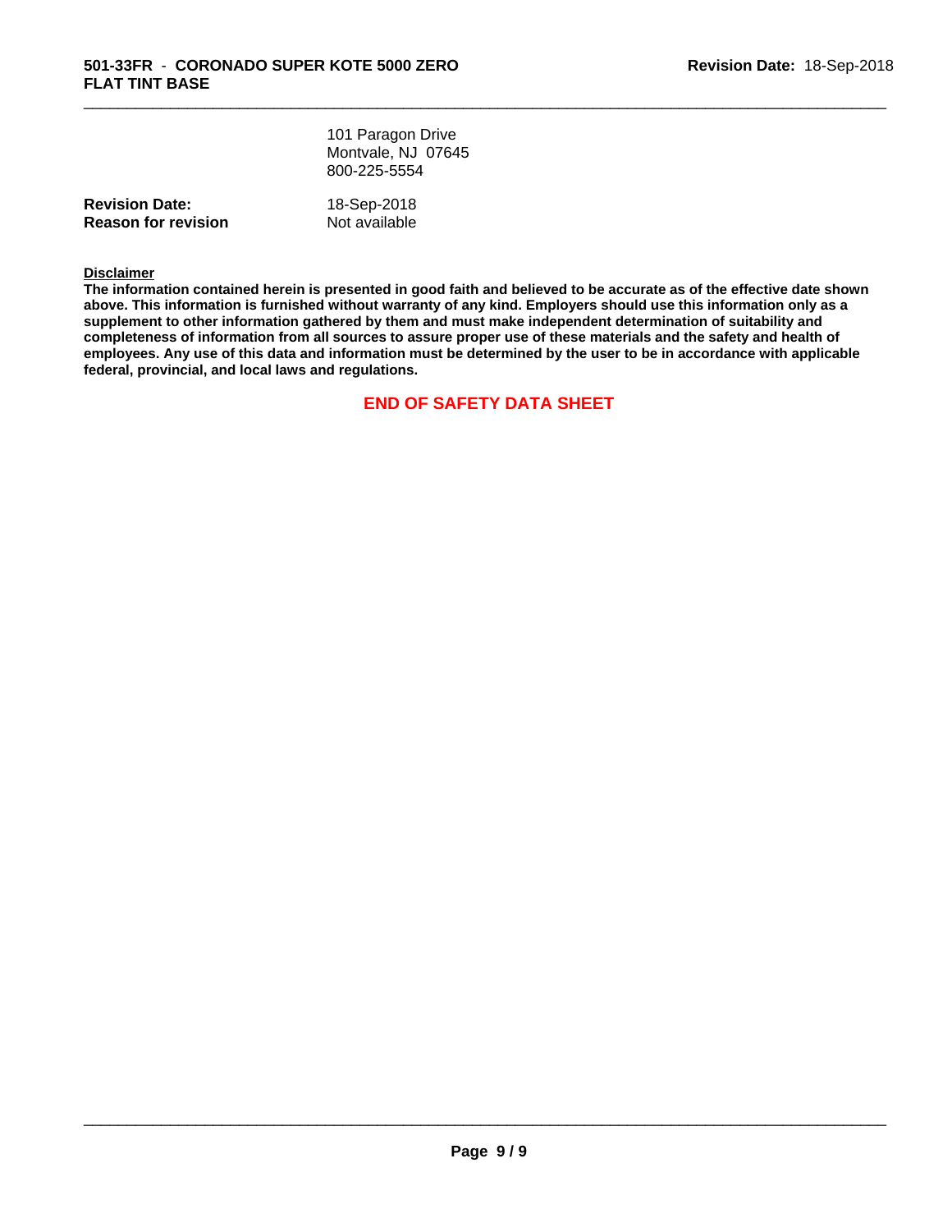101 Paragon Drive
Montvale, NJ 07645
800-225-5554

| | |
|---|---|
| **Revision Date:** | 18-Sep-2018 |
| **Reason for revision** | Not available |

**Disclaimer**

**The information contained herein is presented in good faith and believed to be accurate as of the effective date shown above. This information is furnished without warranty of any kind. Employers should use this information only as a supplement to other information gathered by them and must make independent determination of suitability and completeness of information from all sources to assure proper use of these materials and the safety and health of employees. Any use of this data and information must be determined by the user to be in accordance with applicable federal, provincial, and local laws and regulations.**

**END OF SAFETY DATA SHEET**